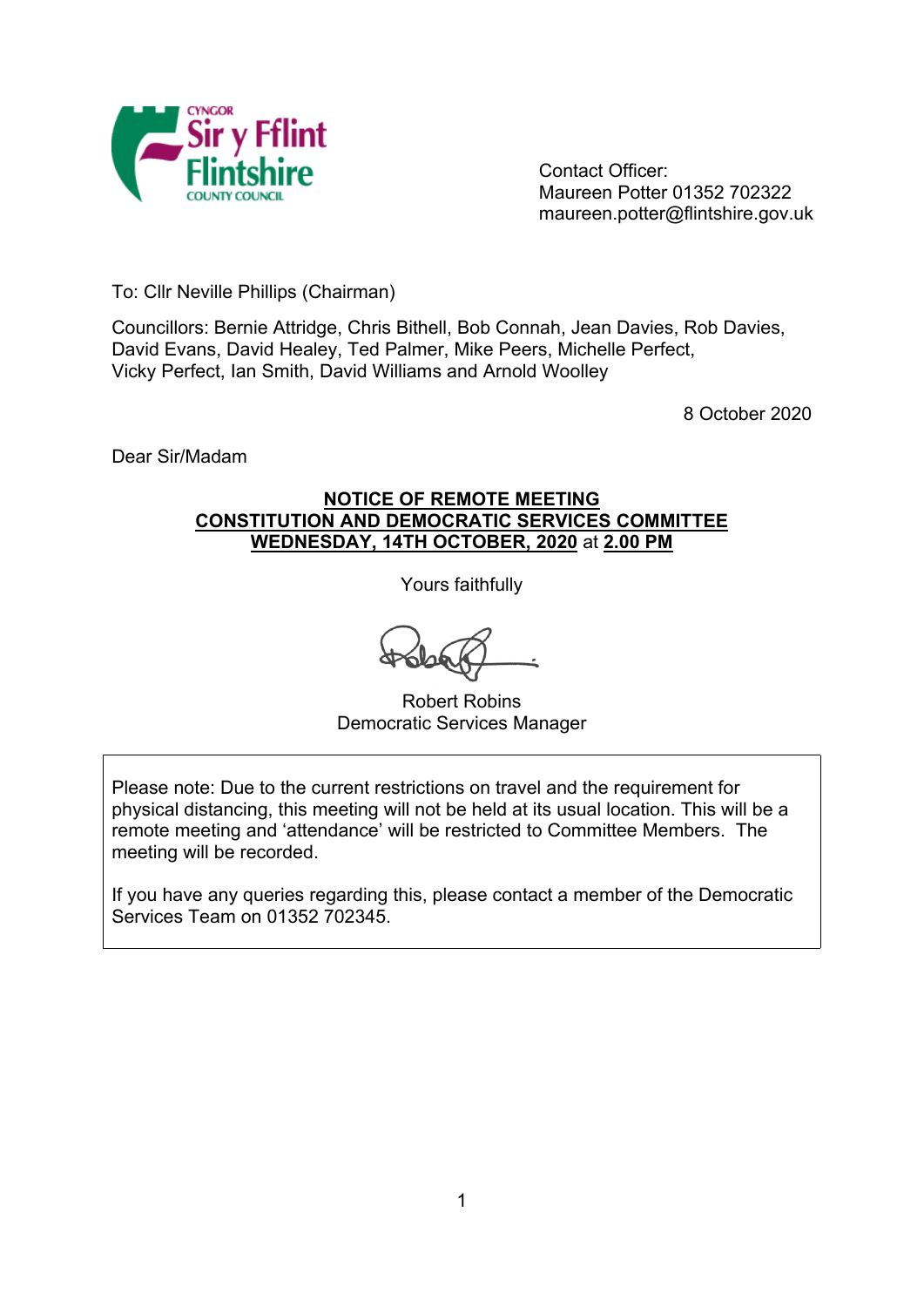Contact Officer:
Maureen Potter 01352 702322
maureen.potter@flintshire.gov.uk

To: Cllr Neville Phillips (Chairman)

Councillors: Bernie Attridge, Chris Bithell, Bob Connah, Jean Davies, Rob Davies, David Evans, David Healey, Ted Palmer, Mike Peers, Michelle Perfect, Vicky Perfect, Ian Smith, David Williams and Arnold Woolley

8 October 2020

Dear Sir/Madam

**NOTICE OF REMOTE MEETING**
**CONSTITUTION AND DEMOCRATIC SERVICES COMMITTEE**
**WEDNESDAY, 14TH OCTOBER, 2020** at **2.00 PM**

Yours faithfully

Robert Robins
Democratic Services Manager

> Please note: Due to the current restrictions on travel and the requirement for physical distancing, this meeting will not be held at its usual location. This will be a remote meeting and 'attendance' will be restricted to Committee Members. The meeting will be recorded.
>
> If you have any queries regarding this, please contact a member of the Democratic Services Team on 01352 702345.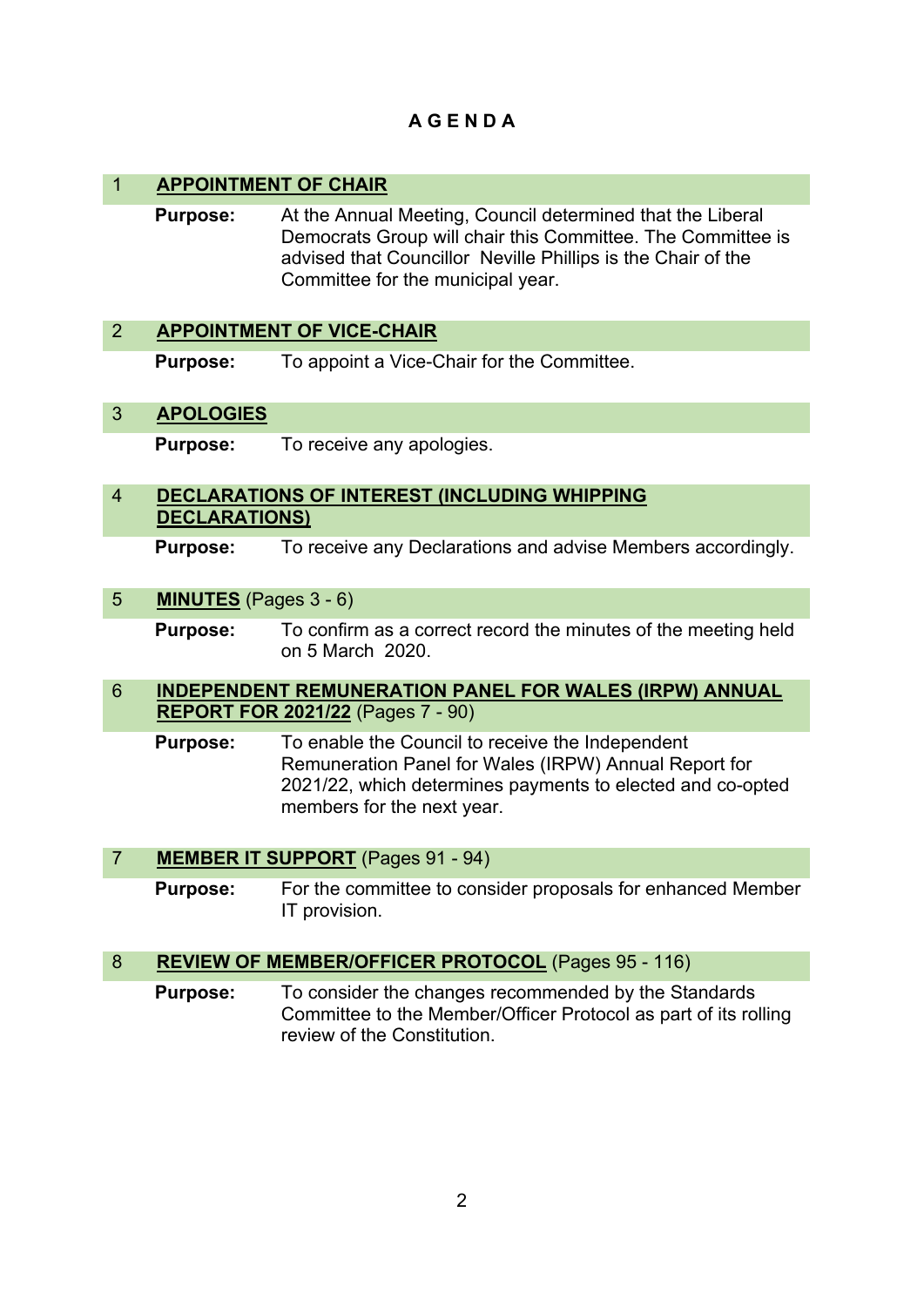# A G E N D A

## 1 APPOINTMENT OF CHAIR

**Purpose:** At the Annual Meeting, Council determined that the Liberal Democrats Group will chair this Committee. The Committee is advised that Councillor Neville Phillips is the Chair of the Committee for the municipal year.

## 2 APPOINTMENT OF VICE-CHAIR

**Purpose:** To appoint a Vice-Chair for the Committee.

## 3 APOLOGIES

**Purpose:** To receive any apologies.

## 4 DECLARATIONS OF INTEREST (INCLUDING WHIPPING DECLARATIONS)

**Purpose:** To receive any Declarations and advise Members accordingly.

## 5 MINUTES (Pages 3 - 6)

**Purpose:** To confirm as a correct record the minutes of the meeting held on 5 March 2020.

## 6 INDEPENDENT REMUNERATION PANEL FOR WALES (IRPW) ANNUAL REPORT FOR 2021/22 (Pages 7 - 90)

**Purpose:** To enable the Council to receive the Independent Remuneration Panel for Wales (IRPW) Annual Report for 2021/22, which determines payments to elected and co-opted members for the next year.

## 7 MEMBER IT SUPPORT (Pages 91 - 94)

**Purpose:** For the committee to consider proposals for enhanced Member IT provision.

## 8 REVIEW OF MEMBER/OFFICER PROTOCOL (Pages 95 - 116)

**Purpose:** To consider the changes recommended by the Standards Committee to the Member/Officer Protocol as part of its rolling review of the Constitution.